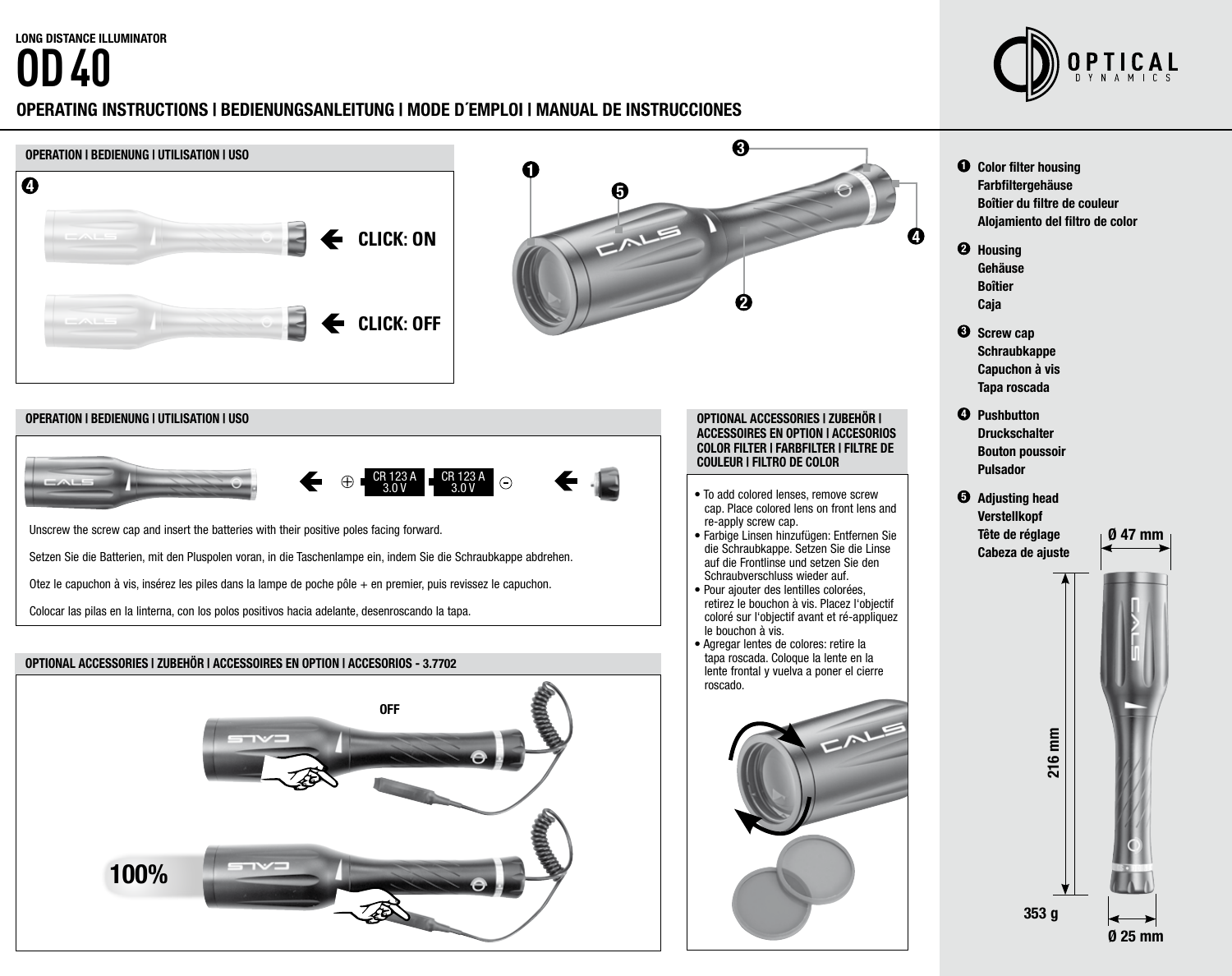LONG DISTANCE ILLUMINATOR

# OD 40

## OPERATING INSTRUCTIONS | BEDIENUNGSANLEITUNG | MODE D´EMPLOI | MANUAL DE INSTRUCCIONES

OPTICAL DYNAMICS

### OPERATION | BEDIENUNG | UTILISATION | USO

❹

CLICK: ON

CLICK: OFF

❶ Color filter housing
Farbfiltergehäuse
Boîtier du filtre de couleur
Alojamiento del filtro de color

❷ Housing
Gehäuse
Boîtier
Caja

❸ Screw cap
Schraubkappe
Capuchon à vis
Tapa roscada

❹ Pushbutton
Druckschalter
Bouton poussoir
Pulsador

❺ Adjusting head
Verstellkopf
Tête de réglage
Cabeza de ajuste

Ø 47 mm

216 mm

353 g

Ø 25 mm

### OPERATION | BEDIENUNG | UTILISATION | USO

⊕ CR 123 A 3.0 V | CR 123 A 3.0 V ⊖

Unscrew the screw cap and insert the batteries with their positive poles facing forward.

Setzen Sie die Batterien, mit den Pluspolen voran, in die Taschenlampe ein, indem Sie die Schraubkappe abdrehen.

Otez le capuchon à vis, insérez les piles dans la lampe de poche pôle + en premier, puis revissez le capuchon.

Colocar las pilas en la linterna, con los polos positivos hacia adelante, desenroscando la tapa.

### OPTIONAL ACCESSORIES | ZUBEHÖR | ACCESSOIRES EN OPTION | ACCESORIOS COLOR FILTER | FARBFILTER | FILTRE DE COULEUR | FILTRO DE COLOR

- To add colored lenses, remove screw cap. Place colored lens on front lens and re-apply screw cap.
- Farbige Linsen hinzufügen: Entfernen Sie die Schraubkappe. Setzen Sie die Linse auf die Frontlinse und setzen Sie den Schraubverschluss wieder auf.
- Pour ajouter des lentilles colorées, retirez le bouchon à vis. Placez l'objectif coloré sur l'objectif avant et ré-appliquez le bouchon à vis.
- Agregar lentes de colores: retire la tapa roscada. Coloque la lente en la lente frontal y vuelva a poner el cierre roscado.

### OPTIONAL ACCESSORIES | ZUBEHÖR | ACCESSOIRES EN OPTION | ACCESORIOS - 3.7702

OFF

100%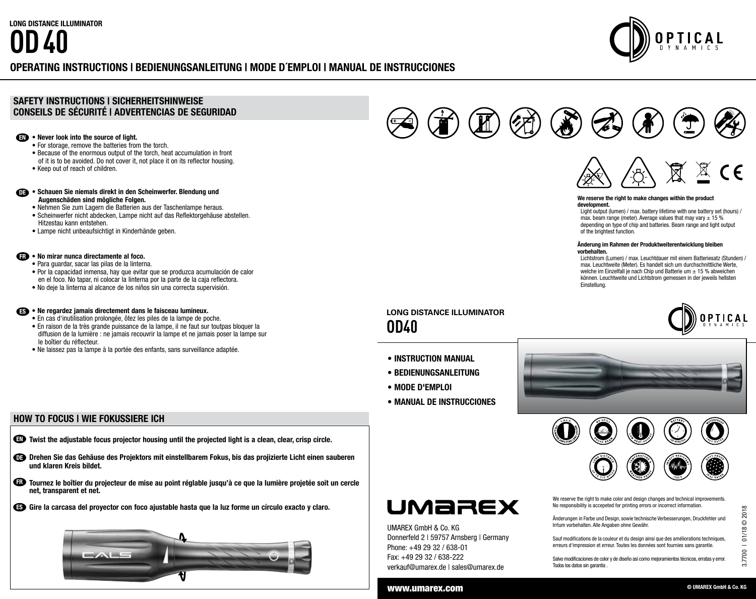LONG DISTANCE ILLUMINATOR

# OD 40

## OPERATING INSTRUCTIONS | BEDIENUNGSANLEITUNG | MODE D´EMPLOI | MANUAL DE INSTRUCCIONES

## SAFETY INSTRUCTIONS | SICHERHEITSHINWEISE CONSEILS DE SÉCURITÉ | ADVERTENCIAS DE SEGURIDAD

**EN**
- **Never look into the source of light.**
- For storage, remove the batteries from the torch.
- Because of the enormous output of the torch, heat accumulation in front of it is to be avoided. Do not cover it, not place it on its reflector housing.
- Keep out of reach of children.

**DE**
- **Schauen Sie niemals direkt in den Scheinwerfer. Blendung und Augenschäden sind mögliche Folgen.**
- Nehmen Sie zum Lagern die Batterien aus der Taschenlampe heraus.
- Scheinwerfer nicht abdecken, Lampe nicht auf das Reflektorgehäuse abstellen. Hitzestau kann entstehen.
- Lampe nicht unbeaufsichtigt in Kinderhände geben.

**FR**
- **No mirar nunca directamente al foco.**
- Para guardar, sacar las pilas de la linterna.
- Por la capacidad inmensa, hay que evitar que se produzca acumulación de calor en el foco. No tapar, ni colocar la linterna por la parte de la caja reflectora.
- No deje la linterna al alcance de los niños sin una correcta supervisión.

**ES**
- **Ne regardez jamais directement dans le faisceau lumineux.**
- En cas d'inutilisation prolongée, ôtez les piles de la lampe de poche.
- En raison de la très grande puissance de la lampe, il ne faut sur toutpas bloquer la diffusion de la lumière : ne jamais recouvrir la lampe et ne jamais poser la lampe sur le boîtier du réflecteur.
- Ne laissez pas la lampe à la portée des enfants, sans surveillance adaptée.

## HOW TO FOCUS | WIE FOKUSSIERE ICH

**EN** **Twist the adjustable focus projector housing until the projected light is a clean, clear, crisp circle.**

**DE** **Drehen Sie das Gehäuse des Projektors mit einstellbarem Fokus, bis das projizierte Licht einen sauberen und klaren Kreis bildet.**

**FR** **Tournez le boîtier du projecteur de mise au point réglable jusqu'à ce que la lumière projetée soit un cercle net, transparent et net.**

**ES** **Gire la carcasa del proyector con foco ajustable hasta que la luz forme un círculo exacto y claro.**

**We reserve the right to make changes within the product development.**
Light output (lumen) / max. battery lifetime with one battery set (hours) / max. beam range (meter). Average values that may vary ± 15 % depending on type of chip and batteries. Beam range and light output of the brightest function.

**Änderung im Rahmen der Produktweiterentwicklung bleiben vorbehalten.**
Lichtstrom (Lumen) / max. Leuchtdauer mit einem Batteriesatz (Stunden) / max. Leuchtweite (Meter). Es handelt sich um durchschnittliche Werte, welche im Einzelfall je nach Chip und Batterie um ± 15 % abweichen können. Leuchtweite und Lichtstrom gemessen in der jeweils hellsten Einstellung.

LONG DISTANCE ILLUMINATOR

# OD40

- **INSTRUCTION MANUAL**
- **BEDIENUNGSANLEITUNG**
- **MODE D'EMPLOI**
- **MANUAL DE INSTRUCCIONES**

UMAREX GmbH & Co. KG
Donnerfeld 2 | 59757 Arnsberg | Germany
Phone: +49 29 32 / 638-01
Fax: +49 29 32 / 638-222
verkauf@umarex.de | sales@umarex.de

We reserve the right to make color and design changes and technical improvements. No responsibility is accepeted for printing errors or incorrect information.

Änderungen in Farbe und Design, sowie technische Verbesserungen, Druckfehler und Irrtum vorbehalten. Alle Angaben ohne Gewähr.

Sauf modifications de la couleur et du design ainsi que des améliorations techniques, erreurs d'impression et erreur. Toutes les données sont fournies sans garantie.

Salvo modificaciones de color y de diseño así como mejoramientos técnicos, erratas y error. Todos los datos sin garantia .

3.7700 | 01/18 © 2018

www.umarex.com

© UMAREX GmbH & Co. KG